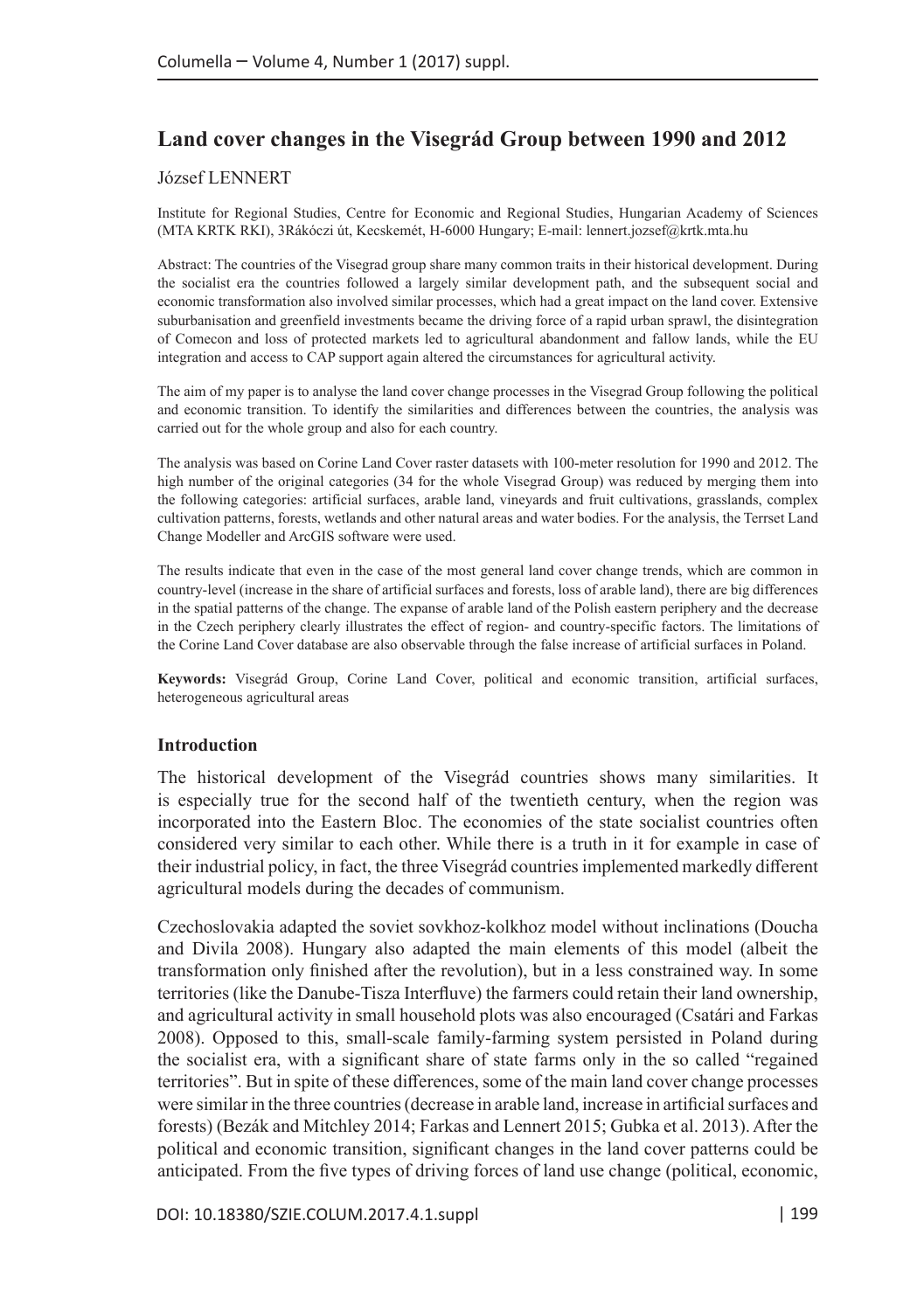# Land cover changes in the Visegrád Group between 1990 and 2012

József LENNERT

Institute for Regional Studies, Centre for Economic and Regional Studies, Hungarian Academy of Sciences (MTA KRTK RKI), 3Rákóczi út, Kecskemét, H-6000 Hungary; E-mail: lennert.jozsef@krtk.mta.hu

Abstract: The countries of the Visegrad group share many common traits in their historical development. During the socialist era the countries followed a largely similar development path, and the subsequent social and economic transformation also involved similar processes, which had a great impact on the land cover. Extensive suburbanisation and greenfield investments became the driving force of a rapid urban sprawl, the disintegration of Comecon and loss of protected markets led to agricultural abandonment and fallow lands, while the EU integration and access to CAP support again altered the circumstances for agricultural activity.

The aim of my paper is to analyse the land cover change processes in the Visegrad Group following the political and economic transition. To identify the similarities and differences between the countries, the analysis was carried out for the whole group and also for each country.

The analysis was based on Corine Land Cover raster datasets with 100-meter resolution for 1990 and 2012. The high number of the original categories (34 for the whole Visegrad Group) was reduced by merging them into the following categories: artificial surfaces, arable land, vineyards and fruit cultivations, grasslands, complex cultivation patterns, forests, wetlands and other natural areas and water bodies. For the analysis, the Terrset Land Change Modeller and ArcGIS software were used.

The results indicate that even in the case of the most general land cover change trends, which are common in country-level (increase in the share of artificial surfaces and forests, loss of arable land), there are big differences in the spatial patterns of the change. The expanse of arable land of the Polish eastern periphery and the decrease in the Czech periphery clearly illustrates the effect of region- and country-specific factors. The limitations of the Corine Land Cover database are also observable through the false increase of artificial surfaces in Poland.

**Keywords:** Visegrád Group, Corine Land Cover, political and economic transition, artificial surfaces, heterogeneous agricultural areas

## Introduction

The historical development of the Visegrád countries shows many similarities. It is especially true for the second half of the twentieth century, when the region was incorporated into the Eastern Bloc. The economies of the state socialist countries often considered very similar to each other. While there is a truth in it for example in case of their industrial policy, in fact, the three Visegrád countries implemented markedly different agricultural models during the decades of communism.

Czechoslovakia adapted the soviet sovkhoz-kolkhoz model without inclinations (Doucha and Divila 2008). Hungary also adapted the main elements of this model (albeit the transformation only finished after the revolution), but in a less constrained way. In some territories (like the Danube-Tisza Interfluve) the farmers could retain their land ownership, and agricultural activity in small household plots was also encouraged (Csatári and Farkas 2008). Opposed to this, small-scale family-farming system persisted in Poland during the socialist era, with a significant share of state farms only in the so called "regained territories". But in spite of these differences, some of the main land cover change processes were similar in the three countries (decrease in arable land, increase in artificial surfaces and forests) (Bezák and Mitchley 2014; Farkas and Lennert 2015; Gubka et al. 2013). After the political and economic transition, significant changes in the land cover patterns could be anticipated. From the five types of driving forces of land use change (political, economic,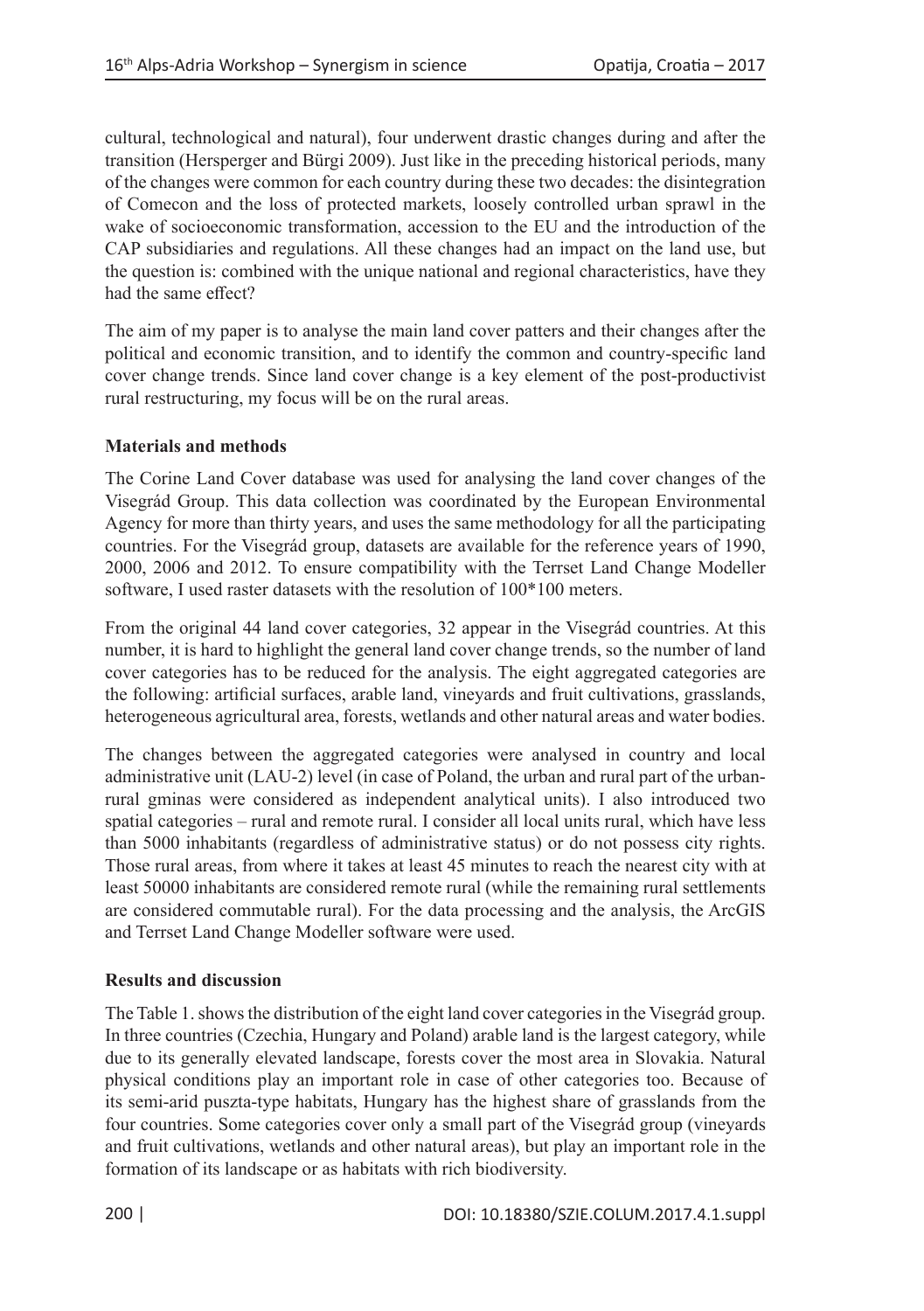cultural, technological and natural), four underwent drastic changes during and after the transition (Hersperger and Bürgi 2009). Just like in the preceding historical periods, many of the changes were common for each country during these two decades: the disintegration of Comecon and the loss of protected markets, loosely controlled urban sprawl in the wake of socioeconomic transformation, accession to the EU and the introduction of the CAP subsidiaries and regulations. All these changes had an impact on the land use, but the question is: combined with the unique national and regional characteristics, have they had the same effect?

The aim of my paper is to analyse the main land cover patters and their changes after the political and economic transition, and to identify the common and country-specific land cover change trends. Since land cover change is a key element of the post-productivist rural restructuring, my focus will be on the rural areas.

**Materials and methods**

The Corine Land Cover database was used for analysing the land cover changes of the Visegrád Group. This data collection was coordinated by the European Environmental Agency for more than thirty years, and uses the same methodology for all the participating countries. For the Visegrád group, datasets are available for the reference years of 1990, 2000, 2006 and 2012. To ensure compatibility with the Terrset Land Change Modeller software, I used raster datasets with the resolution of 100*100 meters.

From the original 44 land cover categories, 32 appear in the Visegrád countries. At this number, it is hard to highlight the general land cover change trends, so the number of land cover categories has to be reduced for the analysis. The eight aggregated categories are the following: artificial surfaces, arable land, vineyards and fruit cultivations, grasslands, heterogeneous agricultural area, forests, wetlands and other natural areas and water bodies.

The changes between the aggregated categories were analysed in country and local administrative unit (LAU-2) level (in case of Poland, the urban and rural part of the urban-rural gminas were considered as independent analytical units). I also introduced two spatial categories – rural and remote rural. I consider all local units rural, which have less than 5000 inhabitants (regardless of administrative status) or do not possess city rights. Those rural areas, from where it takes at least 45 minutes to reach the nearest city with at least 50000 inhabitants are considered remote rural (while the remaining rural settlements are considered commutable rural). For the data processing and the analysis, the ArcGIS and Terrset Land Change Modeller software were used.

**Results and discussion**

The Table 1. shows the distribution of the eight land cover categories in the Visegrád group. In three countries (Czechia, Hungary and Poland) arable land is the largest category, while due to its generally elevated landscape, forests cover the most area in Slovakia. Natural physical conditions play an important role in case of other categories too. Because of its semi-arid puszta-type habitats, Hungary has the highest share of grasslands from the four countries. Some categories cover only a small part of the Visegrád group (vineyards and fruit cultivations, wetlands and other natural areas), but play an important role in the formation of its landscape or as habitats with rich biodiversity.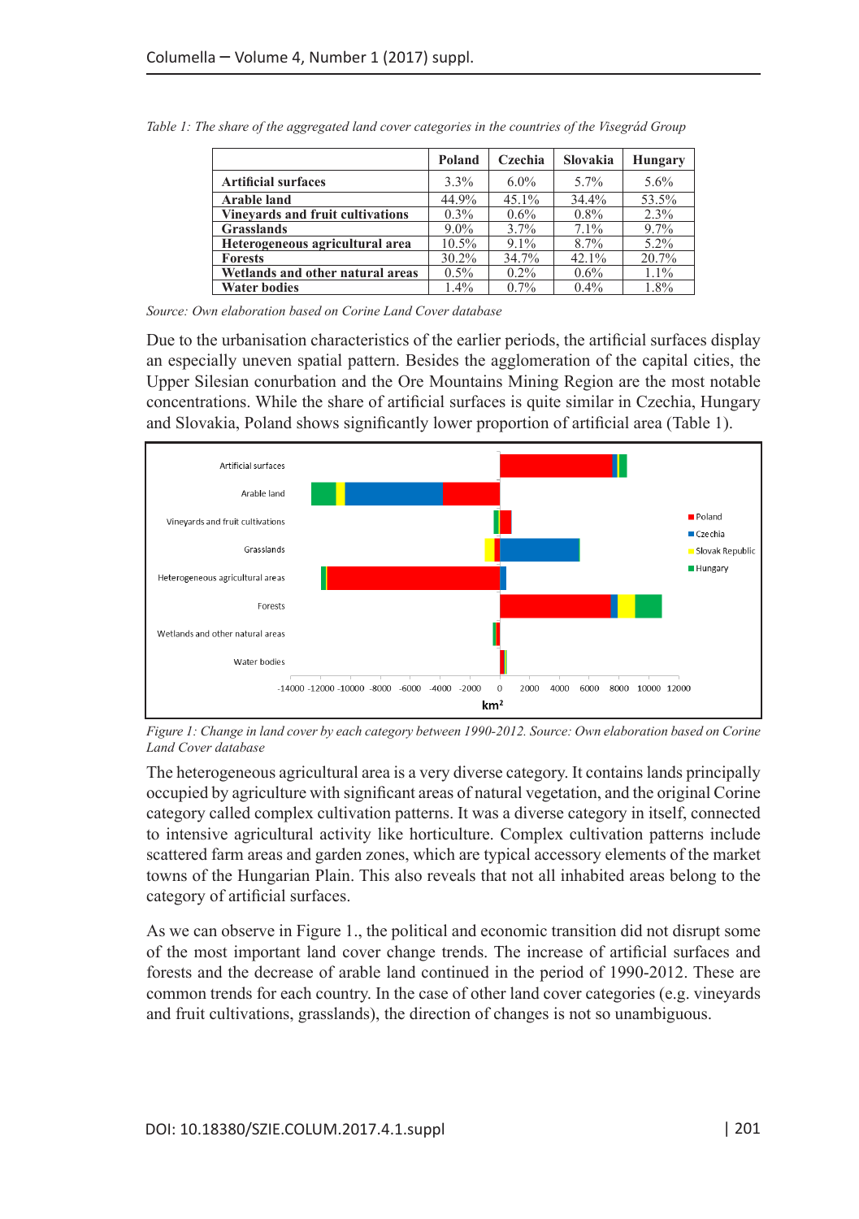*Table 1: The share of the aggregated land cover categories in the countries of the Visegrád Group*

| | Poland | Czechia | Slovakia | Hungary |
|---|---|---|---|---|
| **Artificial surfaces** | 3.3% | 6.0% | 5.7% | 5.6% |
| **Arable land** | 44.9% | 45.1% | 34.4% | 53.5% |
| **Vineyards and fruit cultivations** | 0.3% | 0.6% | 0.8% | 2.3% |
| **Grasslands** | 9.0% | 3.7% | 7.1% | 9.7% |
| **Heterogeneous agricultural area** | 10.5% | 9.1% | 8.7% | 5.2% |
| **Forests** | 30.2% | 34.7% | 42.1% | 20.7% |
| **Wetlands and other natural areas** | 0.5% | 0.2% | 0.6% | 1.1% |
| **Water bodies** | 1.4% | 0.7% | 0.4% | 1.8% |

*Source: Own elaboration based on Corine Land Cover database*

Due to the urbanisation characteristics of the earlier periods, the artificial surfaces display an especially uneven spatial pattern. Besides the agglomeration of the capital cities, the Upper Silesian conurbation and the Ore Mountains Mining Region are the most notable concentrations. While the share of artificial surfaces is quite similar in Czechia, Hungary and Slovakia, Poland shows significantly lower proportion of artificial area (Table 1).

*Figure 1: Change in land cover by each category between 1990-2012. Source: Own elaboration based on Corine Land Cover database*

The heterogeneous agricultural area is a very diverse category. It contains lands principally occupied by agriculture with significant areas of natural vegetation, and the original Corine category called complex cultivation patterns. It was a diverse category in itself, connected to intensive agricultural activity like horticulture. Complex cultivation patterns include scattered farm areas and garden zones, which are typical accessory elements of the market towns of the Hungarian Plain. This also reveals that not all inhabited areas belong to the category of artificial surfaces.

As we can observe in Figure 1., the political and economic transition did not disrupt some of the most important land cover change trends. The increase of artificial surfaces and forests and the decrease of arable land continued in the period of 1990-2012. These are common trends for each country. In the case of other land cover categories (e.g. vineyards and fruit cultivations, grasslands), the direction of changes is not so unambiguous.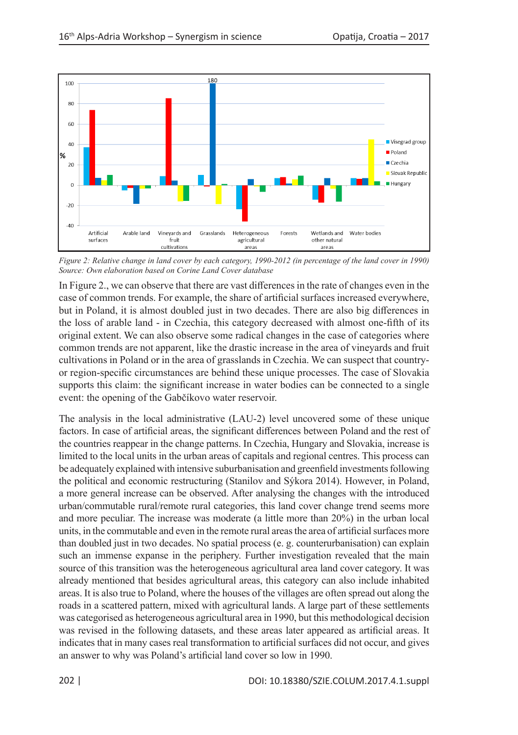*Figure 2: Relative change in land cover by each category, 1990-2012 (in percentage of the land cover in 1990)*
*Source: Own elaboration based on Corine Land Cover database*

In Figure 2., we can observe that there are vast differences in the rate of changes even in the case of common trends. For example, the share of artificial surfaces increased everywhere, but in Poland, it is almost doubled just in two decades. There are also big differences in the loss of arable land - in Czechia, this category decreased with almost one-fifth of its original extent. We can also observe some radical changes in the case of categories where common trends are not apparent, like the drastic increase in the area of vineyards and fruit cultivations in Poland or in the area of grasslands in Czechia. We can suspect that country- or region-specific circumstances are behind these unique processes. The case of Slovakia supports this claim: the significant increase in water bodies can be connected to a single event: the opening of the Gabčíkovo water reservoir.

The analysis in the local administrative (LAU-2) level uncovered some of these unique factors. In case of artificial areas, the significant differences between Poland and the rest of the countries reappear in the change patterns. In Czechia, Hungary and Slovakia, increase is limited to the local units in the urban areas of capitals and regional centres. This process can be adequately explained with intensive suburbanisation and greenfield investments following the political and economic restructuring (Stanilov and Sýkora 2014). However, in Poland, a more general increase can be observed. After analysing the changes with the introduced urban/commutable rural/remote rural categories, this land cover change trend seems more and more peculiar. The increase was moderate (a little more than 20%) in the urban local units, in the commutable and even in the remote rural areas the area of artificial surfaces more than doubled just in two decades. No spatial process (e. g. counterurbanisation) can explain such an immense expanse in the periphery. Further investigation revealed that the main source of this transition was the heterogeneous agricultural area land cover category. It was already mentioned that besides agricultural areas, this category can also include inhabited areas. It is also true to Poland, where the houses of the villages are often spread out along the roads in a scattered pattern, mixed with agricultural lands. A large part of these settlements was categorised as heterogeneous agricultural area in 1990, but this methodological decision was revised in the following datasets, and these areas later appeared as artificial areas. It indicates that in many cases real transformation to artificial surfaces did not occur, and gives an answer to why was Poland's artificial land cover so low in 1990.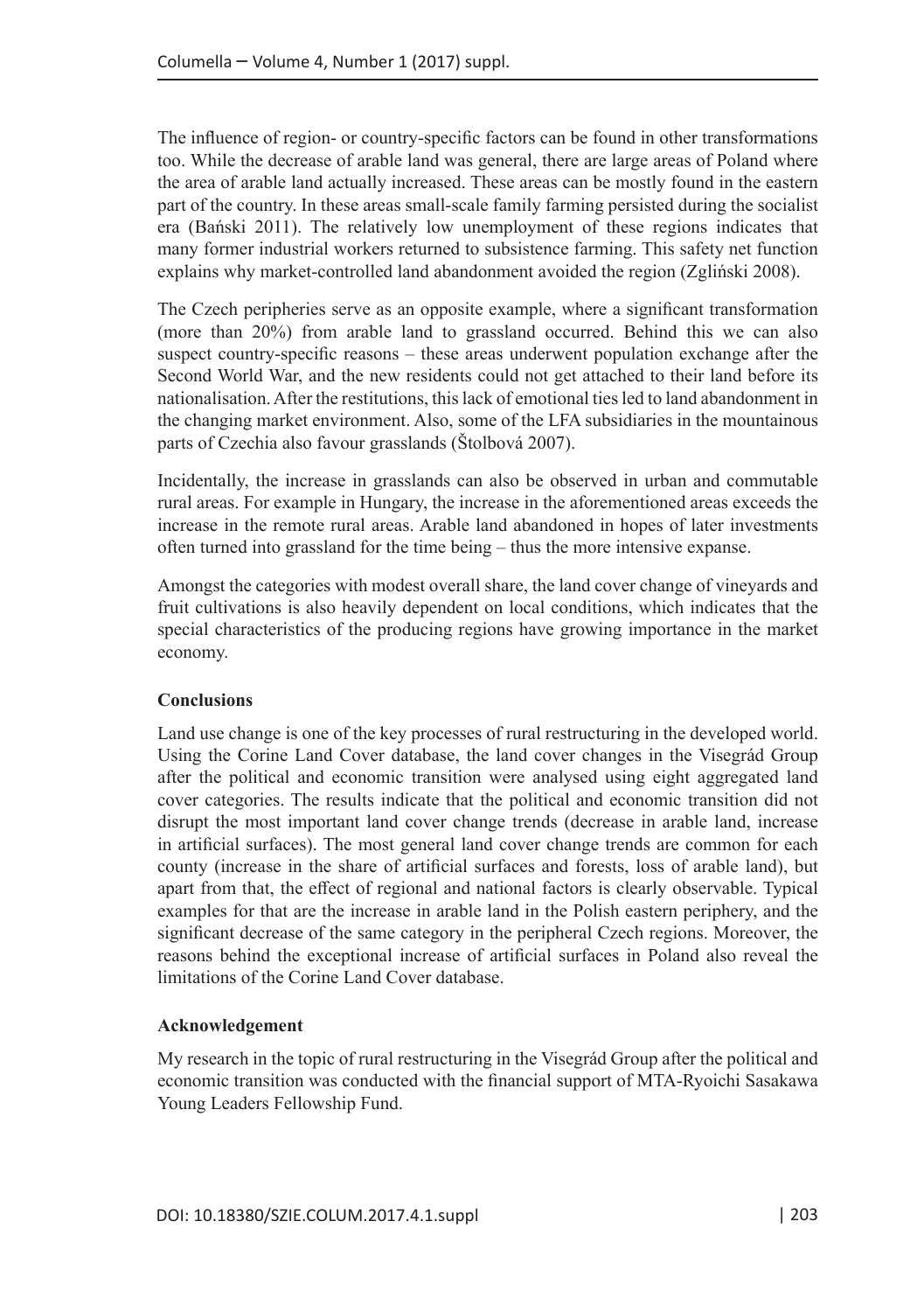The influence of region- or country-specific factors can be found in other transformations too. While the decrease of arable land was general, there are large areas of Poland where the area of arable land actually increased. These areas can be mostly found in the eastern part of the country. In these areas small-scale family farming persisted during the socialist era (Bański 2011). The relatively low unemployment of these regions indicates that many former industrial workers returned to subsistence farming. This safety net function explains why market-controlled land abandonment avoided the region (Zgliński 2008).

The Czech peripheries serve as an opposite example, where a significant transformation (more than 20%) from arable land to grassland occurred. Behind this we can also suspect country-specific reasons – these areas underwent population exchange after the Second World War, and the new residents could not get attached to their land before its nationalisation. After the restitutions, this lack of emotional ties led to land abandonment in the changing market environment. Also, some of the LFA subsidiaries in the mountainous parts of Czechia also favour grasslands (Štolbová 2007).

Incidentally, the increase in grasslands can also be observed in urban and commutable rural areas. For example in Hungary, the increase in the aforementioned areas exceeds the increase in the remote rural areas. Arable land abandoned in hopes of later investments often turned into grassland for the time being – thus the more intensive expanse.

Amongst the categories with modest overall share, the land cover change of vineyards and fruit cultivations is also heavily dependent on local conditions, which indicates that the special characteristics of the producing regions have growing importance in the market economy.

## Conclusions

Land use change is one of the key processes of rural restructuring in the developed world. Using the Corine Land Cover database, the land cover changes in the Visegrád Group after the political and economic transition were analysed using eight aggregated land cover categories. The results indicate that the political and economic transition did not disrupt the most important land cover change trends (decrease in arable land, increase in artificial surfaces). The most general land cover change trends are common for each county (increase in the share of artificial surfaces and forests, loss of arable land), but apart from that, the effect of regional and national factors is clearly observable. Typical examples for that are the increase in arable land in the Polish eastern periphery, and the significant decrease of the same category in the peripheral Czech regions. Moreover, the reasons behind the exceptional increase of artificial surfaces in Poland also reveal the limitations of the Corine Land Cover database.

## Acknowledgement

My research in the topic of rural restructuring in the Visegrád Group after the political and economic transition was conducted with the financial support of MTA-Ryoichi Sasakawa Young Leaders Fellowship Fund.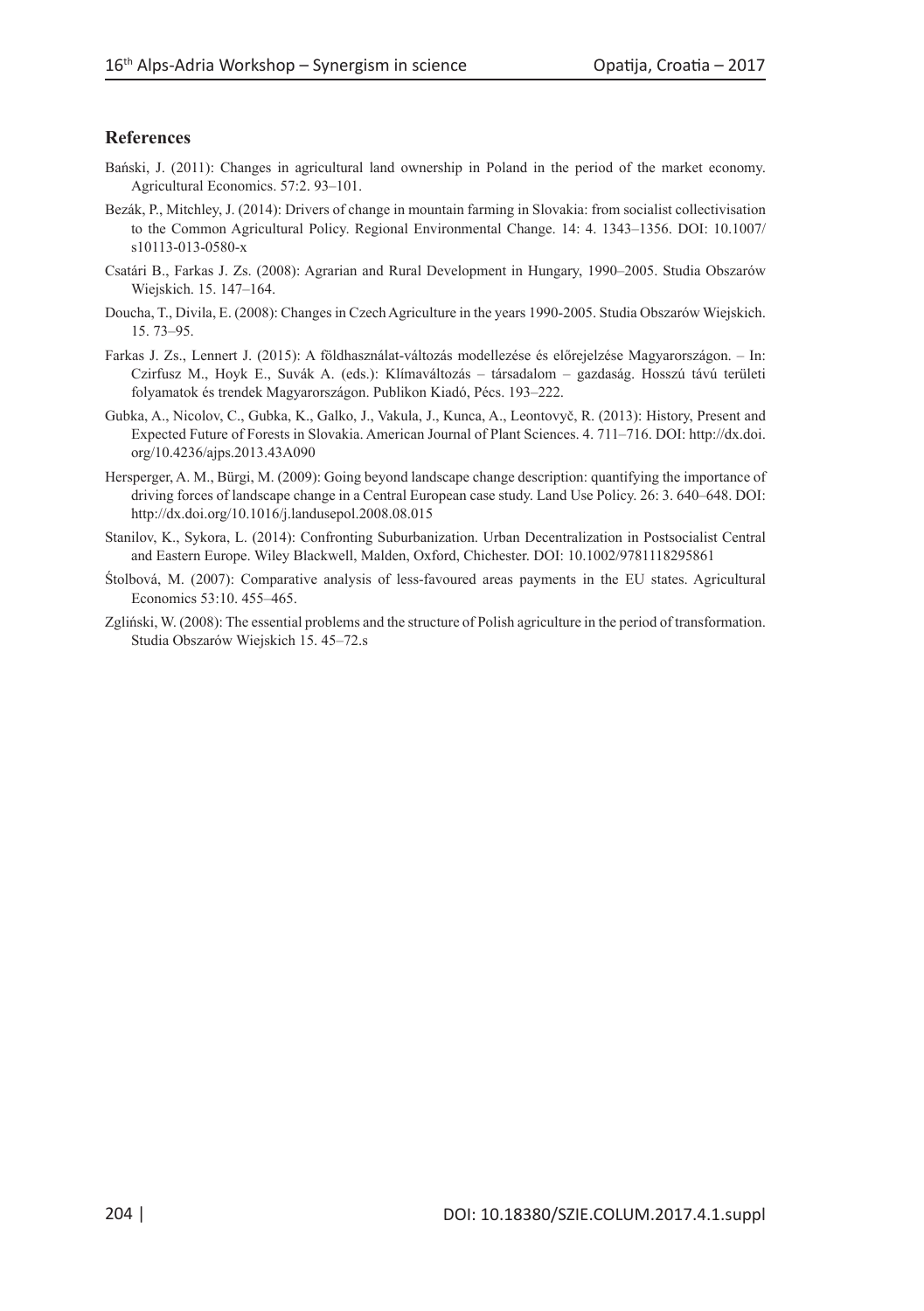## References

Bański, J. (2011): Changes in agricultural land ownership in Poland in the period of the market economy. Agricultural Economics. 57:2. 93–101.

Bezák, P., Mitchley, J. (2014): Drivers of change in mountain farming in Slovakia: from socialist collectivisation to the Common Agricultural Policy. Regional Environmental Change. 14: 4. 1343–1356. DOI: 10.1007/s10113-013-0580-x

Csatári B., Farkas J. Zs. (2008): Agrarian and Rural Development in Hungary, 1990–2005. Studia Obszarów Wiejskich. 15. 147–164.

Doucha, T., Divila, E. (2008): Changes in Czech Agriculture in the years 1990-2005. Studia Obszarów Wiejskich. 15. 73–95.

Farkas J. Zs., Lennert J. (2015): A földhasználat-változás modellezése és előrejelzése Magyarországon. – In: Czirfusz M., Hoyk E., Suvák A. (eds.): Klímaváltozás – társadalom – gazdaság. Hosszú távú területi folyamatok és trendek Magyarországon. Publikon Kiadó, Pécs. 193–222.

Gubka, A., Nicolov, C., Gubka, K., Galko, J., Vakula, J., Kunca, A., Leontovyč, R. (2013): History, Present and Expected Future of Forests in Slovakia. American Journal of Plant Sciences. 4. 711–716. DOI: http://dx.doi.org/10.4236/ajps.2013.43A090

Hersperger, A. M., Bürgi, M. (2009): Going beyond landscape change description: quantifying the importance of driving forces of landscape change in a Central European case study. Land Use Policy. 26: 3. 640–648. DOI: http://dx.doi.org/10.1016/j.landusepol.2008.08.015

Stanilov, K., Sykora, L. (2014): Confronting Suburbanization. Urban Decentralization in Postsocialist Central and Eastern Europe. Wiley Blackwell, Malden, Oxford, Chichester. DOI: 10.1002/9781118295861

Štolbová, M. (2007): Comparative analysis of less-favoured areas payments in the EU states. Agricultural Economics 53:10. 455–465.

Zgliński, W. (2008): The essential problems and the structure of Polish agriculture in the period of transformation. Studia Obszarów Wiejskich 15. 45–72.s